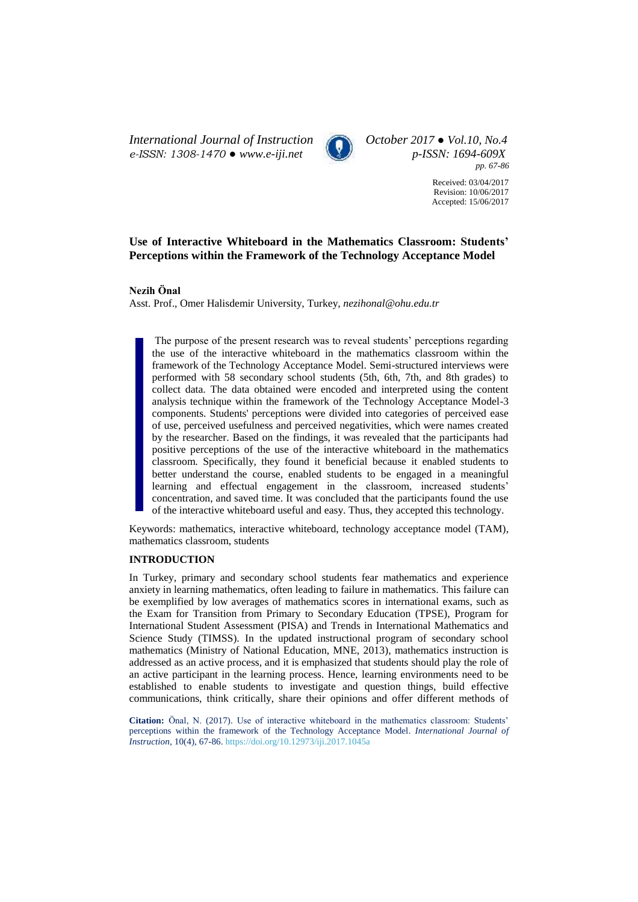# Use of Interactive Whiteboard in the Mathematics Classroom: Students' Perceptions within the Framework of the Technology Acceptance Model

**Nezih Önal**

Asst. Prof., Omer Halisdemir University, Turkey, *nezihonal@ohu.edu.tr*

Received: 03/04/2017
Revision: 10/06/2017
Accepted: 15/06/2017

The purpose of the present research was to reveal students' perceptions regarding the use of the interactive whiteboard in the mathematics classroom within the framework of the Technology Acceptance Model. Semi-structured interviews were performed with 58 secondary school students (5th, 6th, 7th, and 8th grades) to collect data. The data obtained were encoded and interpreted using the content analysis technique within the framework of the Technology Acceptance Model-3 components. Students' perceptions were divided into categories of perceived ease of use, perceived usefulness and perceived negativities, which were names created by the researcher. Based on the findings, it was revealed that the participants had positive perceptions of the use of the interactive whiteboard in the mathematics classroom. Specifically, they found it beneficial because it enabled students to better understand the course, enabled students to be engaged in a meaningful learning and effectual engagement in the classroom, increased students' concentration, and saved time. It was concluded that the participants found the use of the interactive whiteboard useful and easy. Thus, they accepted this technology.

Keywords: mathematics, interactive whiteboard, technology acceptance model (TAM), mathematics classroom, students

## INTRODUCTION

In Turkey, primary and secondary school students fear mathematics and experience anxiety in learning mathematics, often leading to failure in mathematics. This failure can be exemplified by low averages of mathematics scores in international exams, such as the Exam for Transition from Primary to Secondary Education (TPSE), Program for International Student Assessment (PISA) and Trends in International Mathematics and Science Study (TIMSS). In the updated instructional program of secondary school mathematics (Ministry of National Education, MNE, 2013), mathematics instruction is addressed as an active process, and it is emphasized that students should play the role of an active participant in the learning process. Hence, learning environments need to be established to enable students to investigate and question things, build effective communications, think critically, share their opinions and offer different methods of

**Citation:** Önal, N. (2017). Use of interactive whiteboard in the mathematics classroom: Students' perceptions within the framework of the Technology Acceptance Model. *International Journal of Instruction*, 10(4), 67-86. https://doi.org/10.12973/iji.2017.1045a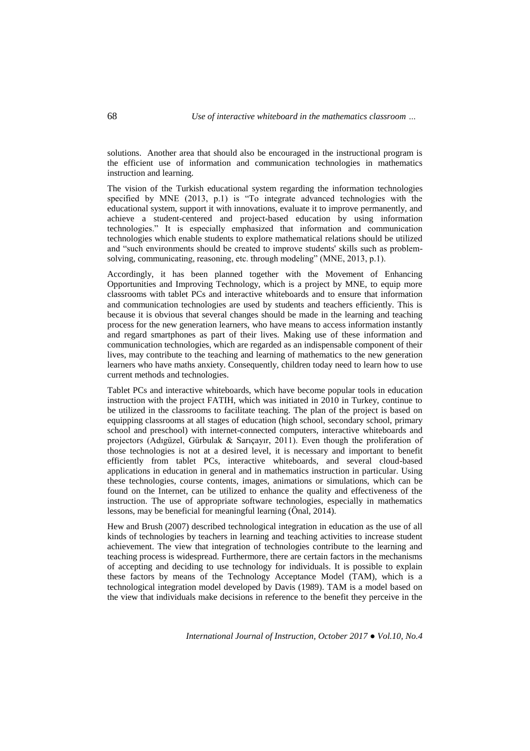solutions. Another area that should also be encouraged in the instructional program is the efficient use of information and communication technologies in mathematics instruction and learning.

The vision of the Turkish educational system regarding the information technologies specified by MNE (2013, p.1) is "To integrate advanced technologies with the educational system, support it with innovations, evaluate it to improve permanently, and achieve a student-centered and project-based education by using information technologies." It is especially emphasized that information and communication technologies which enable students to explore mathematical relations should be utilized and "such environments should be created to improve students' skills such as problem-solving, communicating, reasoning, etc. through modeling" (MNE, 2013, p.1).

Accordingly, it has been planned together with the Movement of Enhancing Opportunities and Improving Technology, which is a project by MNE, to equip more classrooms with tablet PCs and interactive whiteboards and to ensure that information and communication technologies are used by students and teachers efficiently. This is because it is obvious that several changes should be made in the learning and teaching process for the new generation learners, who have means to access information instantly and regard smartphones as part of their lives. Making use of these information and communication technologies, which are regarded as an indispensable component of their lives, may contribute to the teaching and learning of mathematics to the new generation learners who have maths anxiety. Consequently, children today need to learn how to use current methods and technologies.

Tablet PCs and interactive whiteboards, which have become popular tools in education instruction with the project FATIH, which was initiated in 2010 in Turkey, continue to be utilized in the classrooms to facilitate teaching. The plan of the project is based on equipping classrooms at all stages of education (high school, secondary school, primary school and preschool) with internet-connected computers, interactive whiteboards and projectors (Adıgüzel, Gürbulak & Sarıçayır, 2011). Even though the proliferation of those technologies is not at a desired level, it is necessary and important to benefit efficiently from tablet PCs, interactive whiteboards, and several cloud-based applications in education in general and in mathematics instruction in particular. Using these technologies, course contents, images, animations or simulations, which can be found on the Internet, can be utilized to enhance the quality and effectiveness of the instruction. The use of appropriate software technologies, especially in mathematics lessons, may be beneficial for meaningful learning (Önal, 2014).

Hew and Brush (2007) described technological integration in education as the use of all kinds of technologies by teachers in learning and teaching activities to increase student achievement. The view that integration of technologies contribute to the learning and teaching process is widespread. Furthermore, there are certain factors in the mechanisms of accepting and deciding to use technology for individuals. It is possible to explain these factors by means of the Technology Acceptance Model (TAM), which is a technological integration model developed by Davis (1989). TAM is a model based on the view that individuals make decisions in reference to the benefit they perceive in the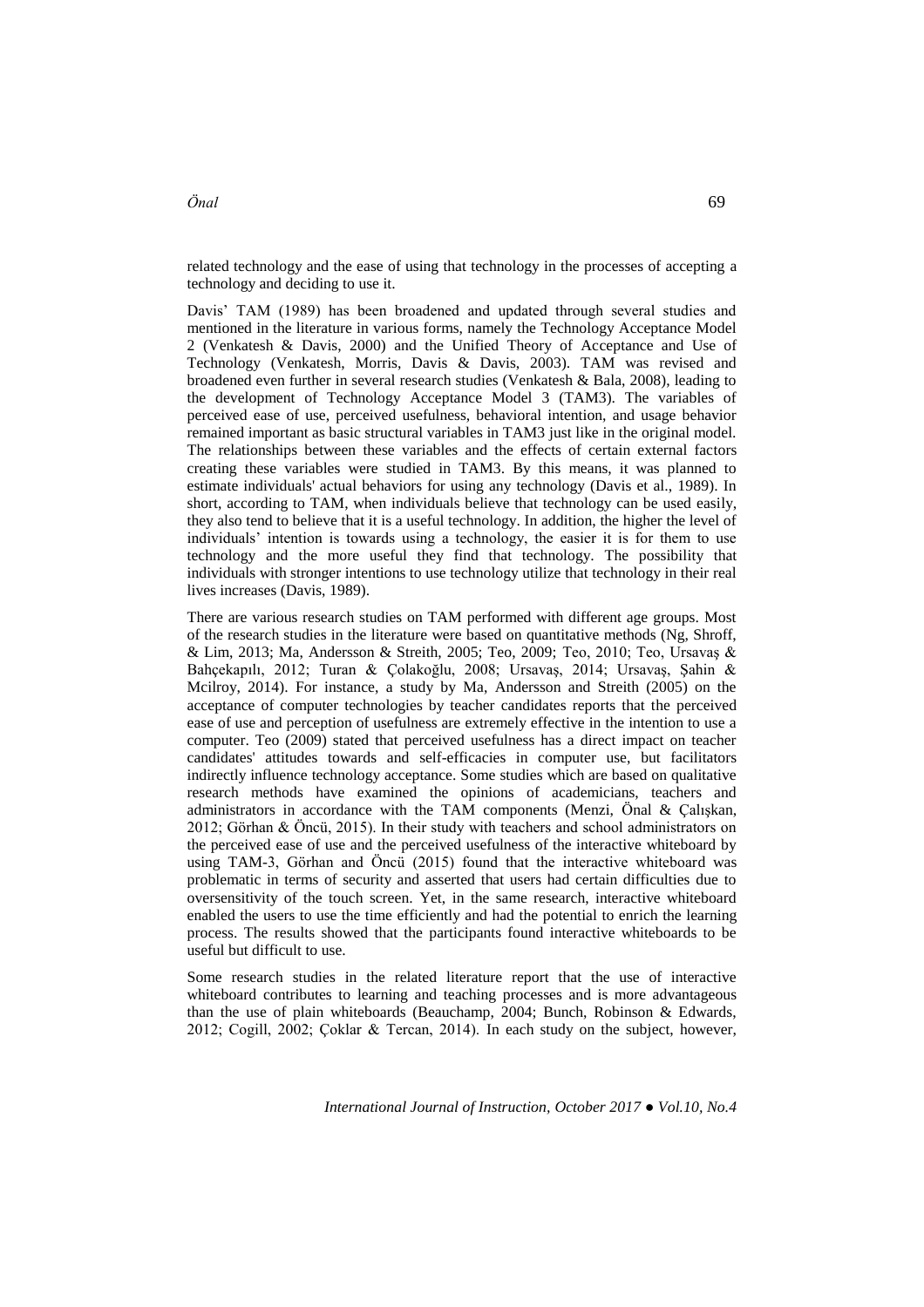related technology and the ease of using that technology in the processes of accepting a technology and deciding to use it.

Davis' TAM (1989) has been broadened and updated through several studies and mentioned in the literature in various forms, namely the Technology Acceptance Model 2 (Venkatesh & Davis, 2000) and the Unified Theory of Acceptance and Use of Technology (Venkatesh, Morris, Davis & Davis, 2003). TAM was revised and broadened even further in several research studies (Venkatesh & Bala, 2008), leading to the development of Technology Acceptance Model 3 (TAM3). The variables of perceived ease of use, perceived usefulness, behavioral intention, and usage behavior remained important as basic structural variables in TAM3 just like in the original model. The relationships between these variables and the effects of certain external factors creating these variables were studied in TAM3. By this means, it was planned to estimate individuals' actual behaviors for using any technology (Davis et al., 1989). In short, according to TAM, when individuals believe that technology can be used easily, they also tend to believe that it is a useful technology. In addition, the higher the level of individuals' intention is towards using a technology, the easier it is for them to use technology and the more useful they find that technology. The possibility that individuals with stronger intentions to use technology utilize that technology in their real lives increases (Davis, 1989).

There are various research studies on TAM performed with different age groups. Most of the research studies in the literature were based on quantitative methods (Ng, Shroff, & Lim, 2013; Ma, Andersson & Streith, 2005; Teo, 2009; Teo, 2010; Teo, Ursavaş & Bahçekapılı, 2012; Turan & Çolakoğlu, 2008; Ursavaş, 2014; Ursavaş, Şahin & Mcilroy, 2014). For instance, a study by Ma, Andersson and Streith (2005) on the acceptance of computer technologies by teacher candidates reports that the perceived ease of use and perception of usefulness are extremely effective in the intention to use a computer. Teo (2009) stated that perceived usefulness has a direct impact on teacher candidates' attitudes towards and self-efficacies in computer use, but facilitators indirectly influence technology acceptance. Some studies which are based on qualitative research methods have examined the opinions of academicians, teachers and administrators in accordance with the TAM components (Menzi, Önal & Çalışkan, 2012; Görhan & Öncü, 2015). In their study with teachers and school administrators on the perceived ease of use and the perceived usefulness of the interactive whiteboard by using TAM-3, Görhan and Öncü (2015) found that the interactive whiteboard was problematic in terms of security and asserted that users had certain difficulties due to oversensitivity of the touch screen. Yet, in the same research, interactive whiteboard enabled the users to use the time efficiently and had the potential to enrich the learning process. The results showed that the participants found interactive whiteboards to be useful but difficult to use.

Some research studies in the related literature report that the use of interactive whiteboard contributes to learning and teaching processes and is more advantageous than the use of plain whiteboards (Beauchamp, 2004; Bunch, Robinson & Edwards, 2012; Cogill, 2002; Çoklar & Tercan, 2014). In each study on the subject, however,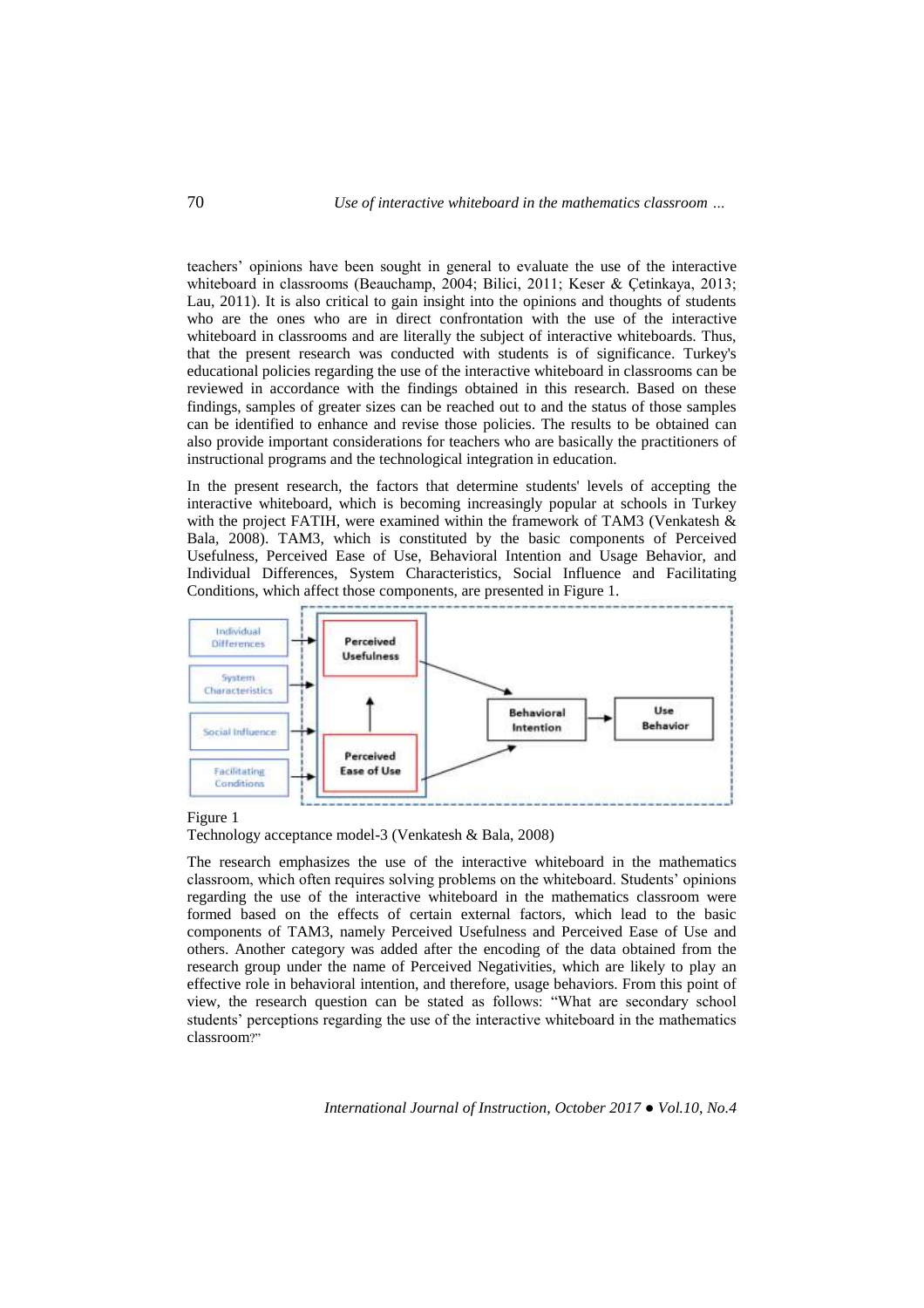teachers' opinions have been sought in general to evaluate the use of the interactive whiteboard in classrooms (Beauchamp, 2004; Bilici, 2011; Keser & Çetinkaya, 2013; Lau, 2011). It is also critical to gain insight into the opinions and thoughts of students who are the ones who are in direct confrontation with the use of the interactive whiteboard in classrooms and are literally the subject of interactive whiteboards. Thus, that the present research was conducted with students is of significance. Turkey's educational policies regarding the use of the interactive whiteboard in classrooms can be reviewed in accordance with the findings obtained in this research. Based on these findings, samples of greater sizes can be reached out to and the status of those samples can be identified to enhance and revise those policies. The results to be obtained can also provide important considerations for teachers who are basically the practitioners of instructional programs and the technological integration in education.

In the present research, the factors that determine students' levels of accepting the interactive whiteboard, which is becoming increasingly popular at schools in Turkey with the project FATIH, were examined within the framework of TAM3 (Venkatesh & Bala, 2008). TAM3, which is constituted by the basic components of Perceived Usefulness, Perceived Ease of Use, Behavioral Intention and Usage Behavior, and Individual Differences, System Characteristics, Social Influence and Facilitating Conditions, which affect those components, are presented in Figure 1.

Individual Differences

System Characteristics

Social Influence

Facilitating Conditions

Perceived Usefulness

Perceived Ease of Use

Behavioral Intention

Use Behavior

Figure 1
Technology acceptance model-3 (Venkatesh & Bala, 2008)

The research emphasizes the use of the interactive whiteboard in the mathematics classroom, which often requires solving problems on the whiteboard. Students' opinions regarding the use of the interactive whiteboard in the mathematics classroom were formed based on the effects of certain external factors, which lead to the basic components of TAM3, namely Perceived Usefulness and Perceived Ease of Use and others. Another category was added after the encoding of the data obtained from the research group under the name of Perceived Negativities, which are likely to play an effective role in behavioral intention, and therefore, usage behaviors. From this point of view, the research question can be stated as follows: "What are secondary school students' perceptions regarding the use of the interactive whiteboard in the mathematics classroom?"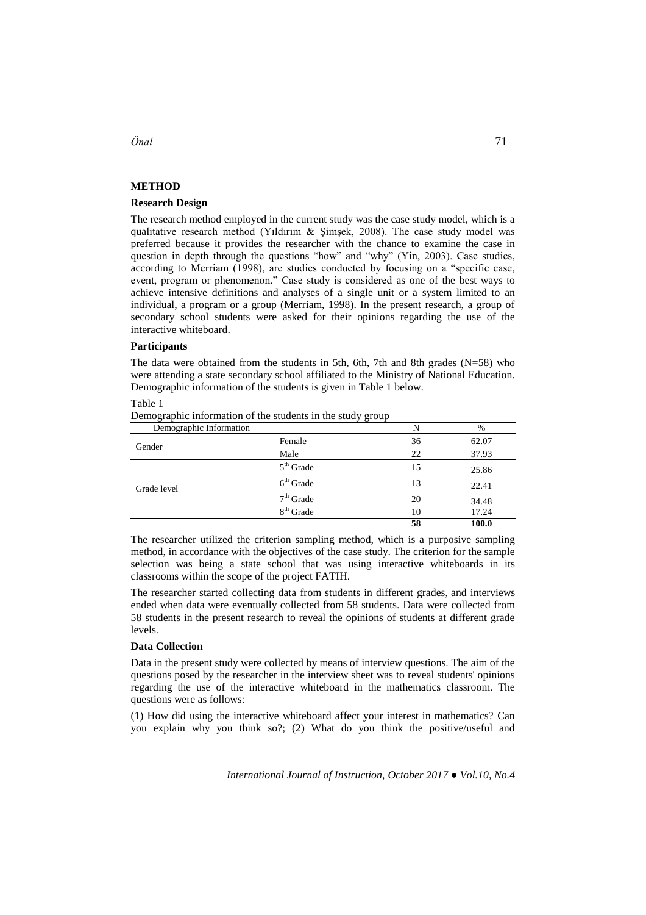## METHOD

### Research Design

The research method employed in the current study was the case study model, which is a qualitative research method (Yıldırım & Şimşek, 2008). The case study model was preferred because it provides the researcher with the chance to examine the case in question in depth through the questions "how" and "why" (Yin, 2003). Case studies, according to Merriam (1998), are studies conducted by focusing on a "specific case, event, program or phenomenon." Case study is considered as one of the best ways to achieve intensive definitions and analyses of a single unit or a system limited to an individual, a program or a group (Merriam, 1998). In the present research, a group of secondary school students were asked for their opinions regarding the use of the interactive whiteboard.

### Participants

The data were obtained from the students in 5th, 6th, 7th and 8th grades (N=58) who were attending a state secondary school affiliated to the Ministry of National Education. Demographic information of the students is given in Table 1 below.

Table 1
Demographic information of the students in the study group

| Demographic Information | | N | % |
|---|---|---|---|
| Gender | Female | 36 | 62.07 |
| | Male | 22 | 37.93 |
| Grade level | 5th Grade | 15 | 25.86 |
| | 6th Grade | 13 | 22.41 |
| | 7th Grade | 20 | 34.48 |
| | 8th Grade | 10 | 17.24 |
| | | **58** | **100.0** |

The researcher utilized the criterion sampling method, which is a purposive sampling method, in accordance with the objectives of the case study. The criterion for the sample selection was being a state school that was using interactive whiteboards in its classrooms within the scope of the project FATIH.

The researcher started collecting data from students in different grades, and interviews ended when data were eventually collected from 58 students. Data were collected from 58 students in the present research to reveal the opinions of students at different grade levels.

### Data Collection

Data in the present study were collected by means of interview questions. The aim of the questions posed by the researcher in the interview sheet was to reveal students' opinions regarding the use of the interactive whiteboard in the mathematics classroom. The questions were as follows:

(1) How did using the interactive whiteboard affect your interest in mathematics? Can you explain why you think so?; (2) What do you think the positive/useful and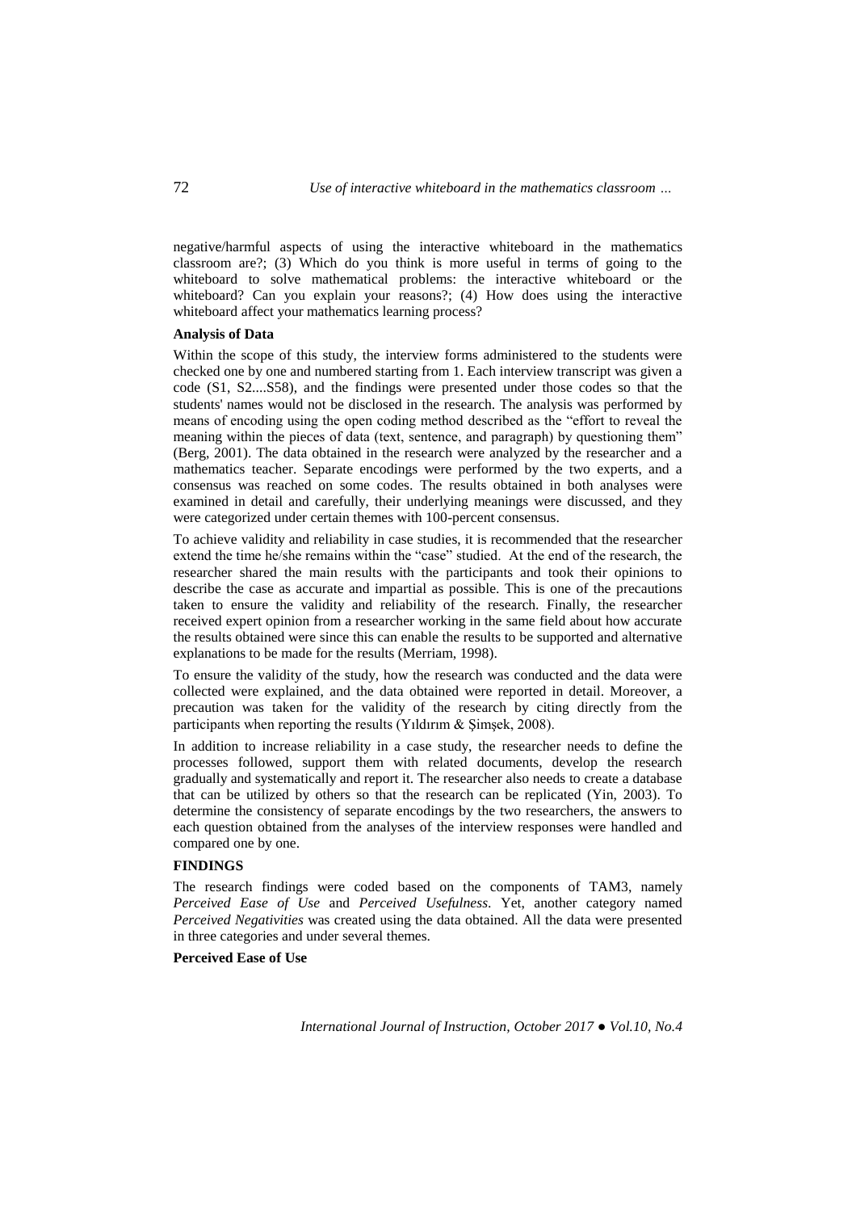negative/harmful aspects of using the interactive whiteboard in the mathematics classroom are?; (3) Which do you think is more useful in terms of going to the whiteboard to solve mathematical problems: the interactive whiteboard or the whiteboard? Can you explain your reasons?; (4) How does using the interactive whiteboard affect your mathematics learning process?

**Analysis of Data**

Within the scope of this study, the interview forms administered to the students were checked one by one and numbered starting from 1. Each interview transcript was given a code (S1, S2....S58), and the findings were presented under those codes so that the students' names would not be disclosed in the research. The analysis was performed by means of encoding using the open coding method described as the "effort to reveal the meaning within the pieces of data (text, sentence, and paragraph) by questioning them" (Berg, 2001). The data obtained in the research were analyzed by the researcher and a mathematics teacher. Separate encodings were performed by the two experts, and a consensus was reached on some codes. The results obtained in both analyses were examined in detail and carefully, their underlying meanings were discussed, and they were categorized under certain themes with 100-percent consensus.

To achieve validity and reliability in case studies, it is recommended that the researcher extend the time he/she remains within the "case" studied. At the end of the research, the researcher shared the main results with the participants and took their opinions to describe the case as accurate and impartial as possible. This is one of the precautions taken to ensure the validity and reliability of the research. Finally, the researcher received expert opinion from a researcher working in the same field about how accurate the results obtained were since this can enable the results to be supported and alternative explanations to be made for the results (Merriam, 1998).

To ensure the validity of the study, how the research was conducted and the data were collected were explained, and the data obtained were reported in detail. Moreover, a precaution was taken for the validity of the research by citing directly from the participants when reporting the results (Yıldırım & Şimşek, 2008).

In addition to increase reliability in a case study, the researcher needs to define the processes followed, support them with related documents, develop the research gradually and systematically and report it. The researcher also needs to create a database that can be utilized by others so that the research can be replicated (Yin, 2003). To determine the consistency of separate encodings by the two researchers, the answers to each question obtained from the analyses of the interview responses were handled and compared one by one.

**FINDINGS**

The research findings were coded based on the components of TAM3, namely *Perceived Ease of Use* and *Perceived Usefulness*. Yet, another category named *Perceived Negativities* was created using the data obtained. All the data were presented in three categories and under several themes.

**Perceived Ease of Use**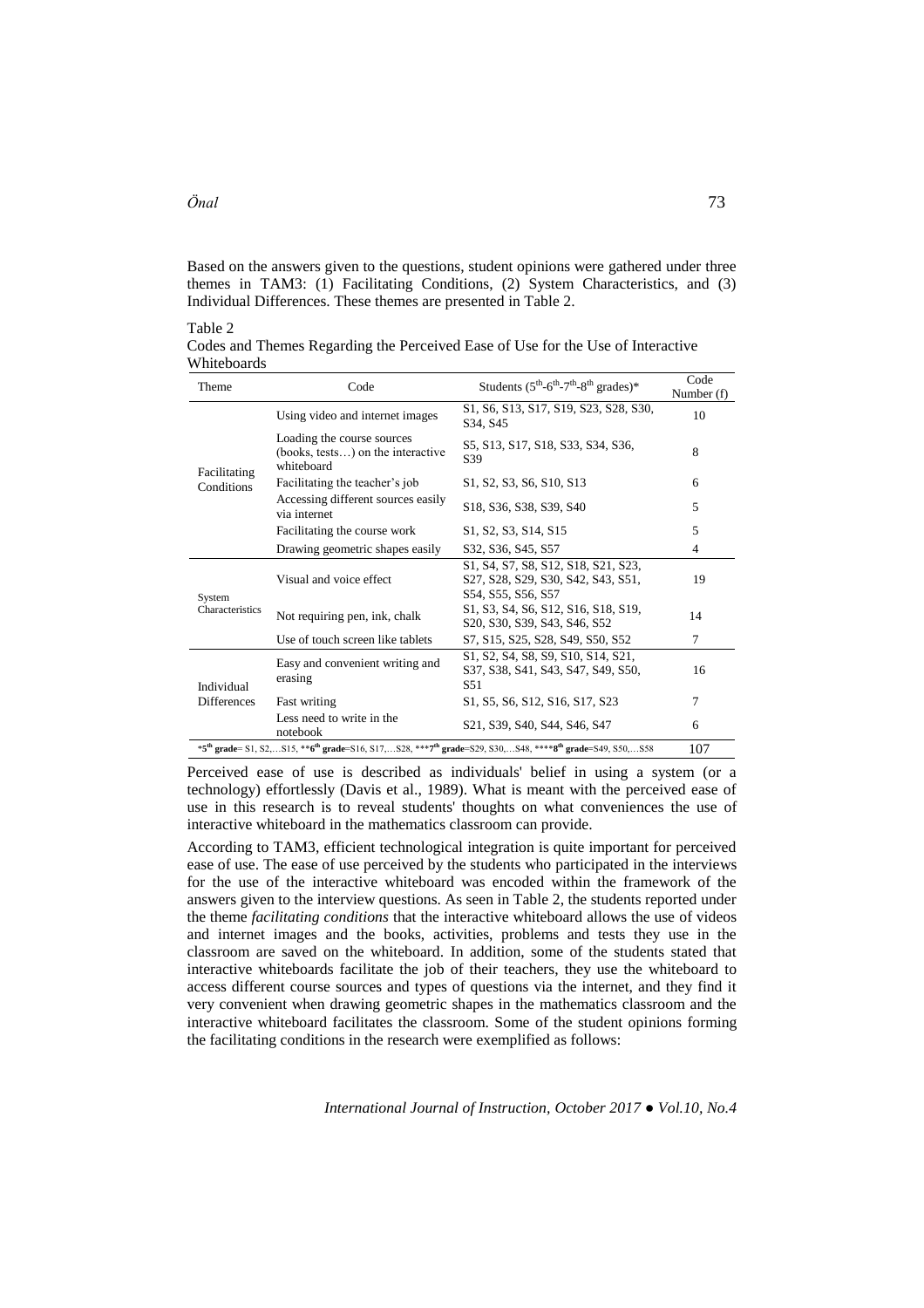Based on the answers given to the questions, student opinions were gathered under three themes in TAM3: (1) Facilitating Conditions, (2) System Characteristics, and (3) Individual Differences. These themes are presented in Table 2.

Table 2
Codes and Themes Regarding the Perceived Ease of Use for the Use of Interactive Whiteboards

| Theme | Code | Students (5th-6th-7th-8th grades)* | Code Number (f) |
|---|---|---|---|
| Facilitating Conditions | Using video and internet images | S1, S6, S13, S17, S19, S23, S28, S30, S34, S45 | 10 |
| | Loading the course sources (books, tests…) on the interactive whiteboard | S5, S13, S17, S18, S33, S34, S36, S39 | 8 |
| | Facilitating the teacher's job | S1, S2, S3, S6, S10, S13 | 6 |
| | Accessing different sources easily via internet | S18, S36, S38, S39, S40 | 5 |
| | Facilitating the course work | S1, S2, S3, S14, S15 | 5 |
| | Drawing geometric shapes easily | S32, S36, S45, S57 | 4 |
| System Characteristics | Visual and voice effect | S1, S4, S7, S8, S12, S18, S21, S23, S27, S28, S29, S30, S42, S43, S51, S54, S55, S56, S57 | 19 |
| | Not requiring pen, ink, chalk | S1, S3, S4, S6, S12, S16, S18, S19, S20, S30, S39, S43, S46, S52 | 14 |
| | Use of touch screen like tablets | S7, S15, S25, S28, S49, S50, S52 | 7 |
| Individual Differences | Easy and convenient writing and erasing | S1, S2, S4, S8, S9, S10, S14, S21, S37, S38, S41, S43, S47, S49, S50, S51 | 16 |
| | Fast writing | S1, S5, S6, S12, S16, S17, S23 | 7 |
| | Less need to write in the notebook | S21, S39, S40, S44, S46, S47 | 6 |
| *5th grade= S1, S2,…S15, **6th grade=S16, S17,…S28, ***7th grade=S29, S30,…S48, ****8th grade=S49, S50,…S58 | | | 107 |

Perceived ease of use is described as individuals' belief in using a system (or a technology) effortlessly (Davis et al., 1989). What is meant with the perceived ease of use in this research is to reveal students' thoughts on what conveniences the use of interactive whiteboard in the mathematics classroom can provide.

According to TAM3, efficient technological integration is quite important for perceived ease of use. The ease of use perceived by the students who participated in the interviews for the use of the interactive whiteboard was encoded within the framework of the answers given to the interview questions. As seen in Table 2, the students reported under the theme *facilitating conditions* that the interactive whiteboard allows the use of videos and internet images and the books, activities, problems and tests they use in the classroom are saved on the whiteboard. In addition, some of the students stated that interactive whiteboards facilitate the job of their teachers, they use the whiteboard to access different course sources and types of questions via the internet, and they find it very convenient when drawing geometric shapes in the mathematics classroom and the interactive whiteboard facilitates the classroom. Some of the student opinions forming the facilitating conditions in the research were exemplified as follows: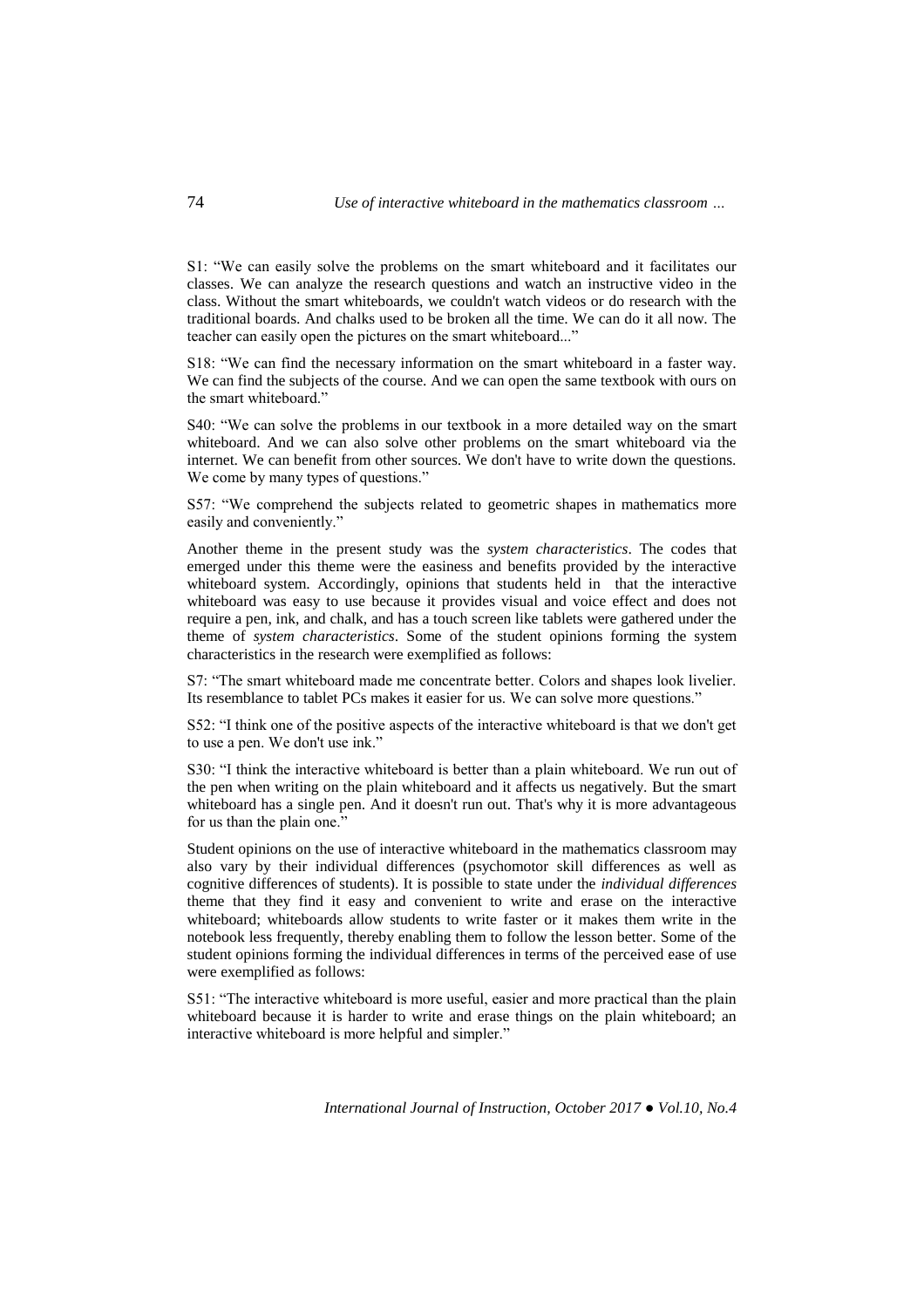S1: "We can easily solve the problems on the smart whiteboard and it facilitates our classes. We can analyze the research questions and watch an instructive video in the class. Without the smart whiteboards, we couldn't watch videos or do research with the traditional boards. And chalks used to be broken all the time. We can do it all now. The teacher can easily open the pictures on the smart whiteboard..."

S18: "We can find the necessary information on the smart whiteboard in a faster way. We can find the subjects of the course. And we can open the same textbook with ours on the smart whiteboard."

S40: "We can solve the problems in our textbook in a more detailed way on the smart whiteboard. And we can also solve other problems on the smart whiteboard via the internet. We can benefit from other sources. We don't have to write down the questions. We come by many types of questions."

S57: "We comprehend the subjects related to geometric shapes in mathematics more easily and conveniently."

Another theme in the present study was the *system characteristics*. The codes that emerged under this theme were the easiness and benefits provided by the interactive whiteboard system. Accordingly, opinions that students held in that the interactive whiteboard was easy to use because it provides visual and voice effect and does not require a pen, ink, and chalk, and has a touch screen like tablets were gathered under the theme of *system characteristics*. Some of the student opinions forming the system characteristics in the research were exemplified as follows:

S7: "The smart whiteboard made me concentrate better. Colors and shapes look livelier. Its resemblance to tablet PCs makes it easier for us. We can solve more questions."

S52: "I think one of the positive aspects of the interactive whiteboard is that we don't get to use a pen. We don't use ink."

S30: "I think the interactive whiteboard is better than a plain whiteboard. We run out of the pen when writing on the plain whiteboard and it affects us negatively. But the smart whiteboard has a single pen. And it doesn't run out. That's why it is more advantageous for us than the plain one."

Student opinions on the use of interactive whiteboard in the mathematics classroom may also vary by their individual differences (psychomotor skill differences as well as cognitive differences of students). It is possible to state under the *individual differences* theme that they find it easy and convenient to write and erase on the interactive whiteboard; whiteboards allow students to write faster or it makes them write in the notebook less frequently, thereby enabling them to follow the lesson better. Some of the student opinions forming the individual differences in terms of the perceived ease of use were exemplified as follows:

S51: "The interactive whiteboard is more useful, easier and more practical than the plain whiteboard because it is harder to write and erase things on the plain whiteboard; an interactive whiteboard is more helpful and simpler."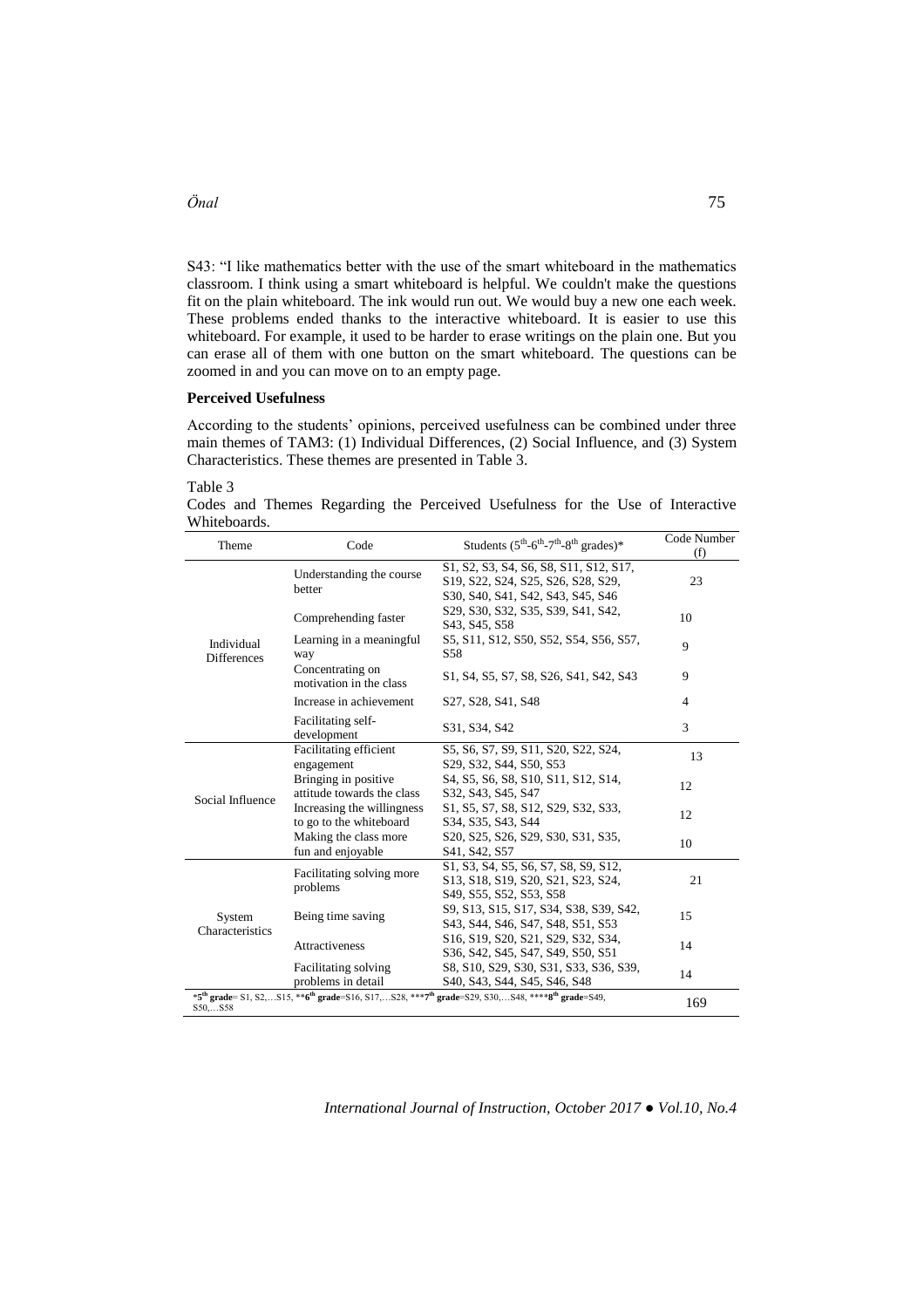S43: "I like mathematics better with the use of the smart whiteboard in the mathematics classroom. I think using a smart whiteboard is helpful. We couldn't make the questions fit on the plain whiteboard. The ink would run out. We would buy a new one each week. These problems ended thanks to the interactive whiteboard. It is easier to use this whiteboard. For example, it used to be harder to erase writings on the plain one. But you can erase all of them with one button on the smart whiteboard. The questions can be zoomed in and you can move on to an empty page.

### Perceived Usefulness

According to the students' opinions, perceived usefulness can be combined under three main themes of TAM3: (1) Individual Differences, (2) Social Influence, and (3) System Characteristics. These themes are presented in Table 3.

Table 3
Codes and Themes Regarding the Perceived Usefulness for the Use of Interactive Whiteboards.

| Theme | Code | Students (5th-6th-7th-8th grades)* | Code Number (f) |
|---|---|---|---|
| Individual Differences | Understanding the course better | S1, S2, S3, S4, S6, S8, S11, S12, S17, S19, S22, S24, S25, S26, S28, S29, S30, S40, S41, S42, S43, S45, S46 | 23 |
| | Comprehending faster | S29, S30, S32, S35, S39, S41, S42, S43, S45, S58 | 10 |
| | Learning in a meaningful way | S5, S11, S12, S50, S52, S54, S56, S57, S58 | 9 |
| | Concentrating on motivation in the class | S1, S4, S5, S7, S8, S26, S41, S42, S43 | 9 |
| | Increase in achievement | S27, S28, S41, S48 | 4 |
| | Facilitating self-development | S31, S34, S42 | 3 |
| Social Influence | Facilitating efficient engagement | S5, S6, S7, S9, S11, S20, S22, S24, S29, S32, S44, S50, S53 | 13 |
| | Bringing in positive attitude towards the class | S4, S5, S6, S8, S10, S11, S12, S14, S32, S43, S45, S47 | 12 |
| | Increasing the willingness to go to the whiteboard | S1, S5, S7, S8, S12, S29, S32, S33, S34, S35, S43, S44 | 12 |
| | Making the class more fun and enjoyable | S20, S25, S26, S29, S30, S31, S35, S41, S42, S57 | 10 |
| System Characteristics | Facilitating solving more problems | S1, S3, S4, S5, S6, S7, S8, S9, S12, S13, S18, S19, S20, S21, S23, S24, S49, S55, S52, S53, S58 | 21 |
| | Being time saving | S9, S13, S15, S17, S34, S38, S39, S42, S43, S44, S46, S47, S48, S51, S53 | 15 |
| | Attractiveness | S16, S19, S20, S21, S29, S32, S34, S36, S42, S45, S47, S49, S50, S51 | 14 |
| | Facilitating solving problems in detail | S8, S10, S29, S30, S31, S33, S36, S39, S40, S43, S44, S45, S46, S48 | 14 |
| *5th grade= S1, S2,…S15, **6th grade=S16, S17,…S28, ***7th grade=S29, S30,…S48, ****8th grade=S49, S50,…S58 | | | 169 |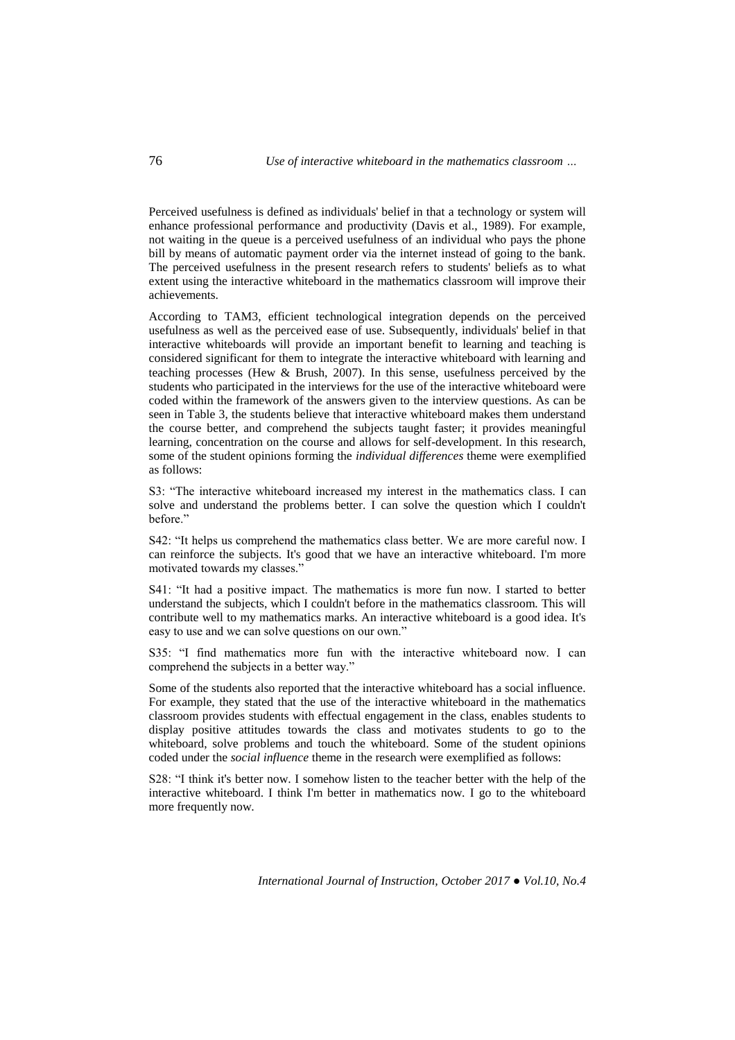Perceived usefulness is defined as individuals' belief in that a technology or system will enhance professional performance and productivity (Davis et al., 1989). For example, not waiting in the queue is a perceived usefulness of an individual who pays the phone bill by means of automatic payment order via the internet instead of going to the bank. The perceived usefulness in the present research refers to students' beliefs as to what extent using the interactive whiteboard in the mathematics classroom will improve their achievements.

According to TAM3, efficient technological integration depends on the perceived usefulness as well as the perceived ease of use. Subsequently, individuals' belief in that interactive whiteboards will provide an important benefit to learning and teaching is considered significant for them to integrate the interactive whiteboard with learning and teaching processes (Hew & Brush, 2007). In this sense, usefulness perceived by the students who participated in the interviews for the use of the interactive whiteboard were coded within the framework of the answers given to the interview questions. As can be seen in Table 3, the students believe that interactive whiteboard makes them understand the course better, and comprehend the subjects taught faster; it provides meaningful learning, concentration on the course and allows for self-development. In this research, some of the student opinions forming the *individual differences* theme were exemplified as follows:

S3: "The interactive whiteboard increased my interest in the mathematics class. I can solve and understand the problems better. I can solve the question which I couldn't before."

S42: "It helps us comprehend the mathematics class better. We are more careful now. I can reinforce the subjects. It's good that we have an interactive whiteboard. I'm more motivated towards my classes."

S41: "It had a positive impact. The mathematics is more fun now. I started to better understand the subjects, which I couldn't before in the mathematics classroom. This will contribute well to my mathematics marks. An interactive whiteboard is a good idea. It's easy to use and we can solve questions on our own."

S35: "I find mathematics more fun with the interactive whiteboard now. I can comprehend the subjects in a better way."

Some of the students also reported that the interactive whiteboard has a social influence. For example, they stated that the use of the interactive whiteboard in the mathematics classroom provides students with effectual engagement in the class, enables students to display positive attitudes towards the class and motivates students to go to the whiteboard, solve problems and touch the whiteboard. Some of the student opinions coded under the *social influence* theme in the research were exemplified as follows:

S28: "I think it's better now. I somehow listen to the teacher better with the help of the interactive whiteboard. I think I'm better in mathematics now. I go to the whiteboard more frequently now.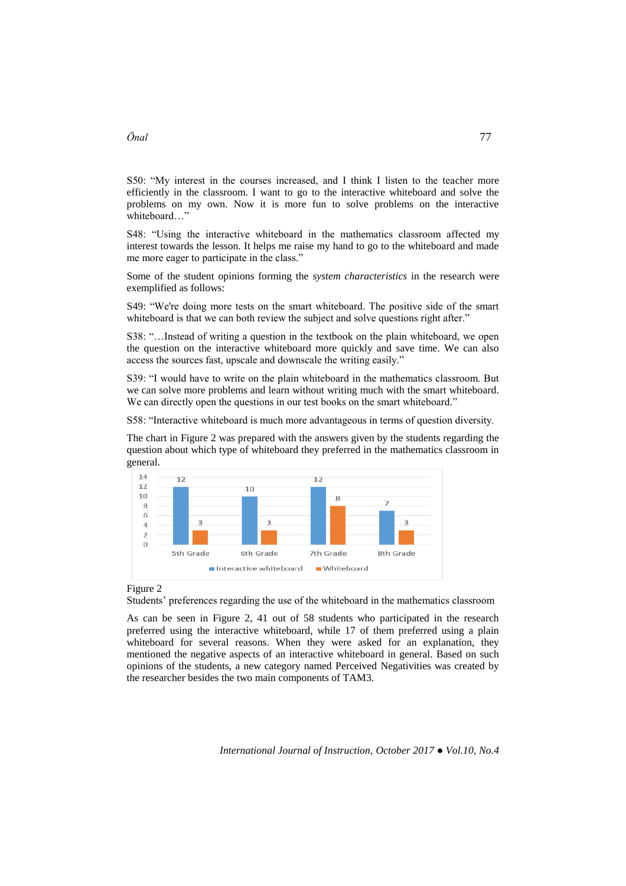S50: "My interest in the courses increased, and I think I listen to the teacher more efficiently in the classroom. I want to go to the interactive whiteboard and solve the problems on my own. Now it is more fun to solve problems on the interactive whiteboard…"

S48: "Using the interactive whiteboard in the mathematics classroom affected my interest towards the lesson. It helps me raise my hand to go to the whiteboard and made me more eager to participate in the class."

Some of the student opinions forming the *system characteristics* in the research were exemplified as follows:

S49: "We're doing more tests on the smart whiteboard. The positive side of the smart whiteboard is that we can both review the subject and solve questions right after."

S38: "…Instead of writing a question in the textbook on the plain whiteboard, we open the question on the interactive whiteboard more quickly and save time. We can also access the sources fast, upscale and downscale the writing easily."

S39: "I would have to write on the plain whiteboard in the mathematics classroom. But we can solve more problems and learn without writing much with the smart whiteboard. We can directly open the questions in our test books on the smart whiteboard."

S58: "Interactive whiteboard is much more advantageous in terms of question diversity.

The chart in Figure 2 was prepared with the answers given by the students regarding the question about which type of whiteboard they preferred in the mathematics classroom in general.

| | 5th Grade | 6th Grade | 7th Grade | 8th Grade |
|---|---|---|---|---|
| Interactive whiteboard | 12 | 10 | 12 | 7 |
| Whiteboard | 3 | 3 | 8 | 3 |

Figure 2
Students' preferences regarding the use of the whiteboard in the mathematics classroom

As can be seen in Figure 2, 41 out of 58 students who participated in the research preferred using the interactive whiteboard, while 17 of them preferred using a plain whiteboard for several reasons. When they were asked for an explanation, they mentioned the negative aspects of an interactive whiteboard in general. Based on such opinions of the students, a new category named Perceived Negativities was created by the researcher besides the two main components of TAM3.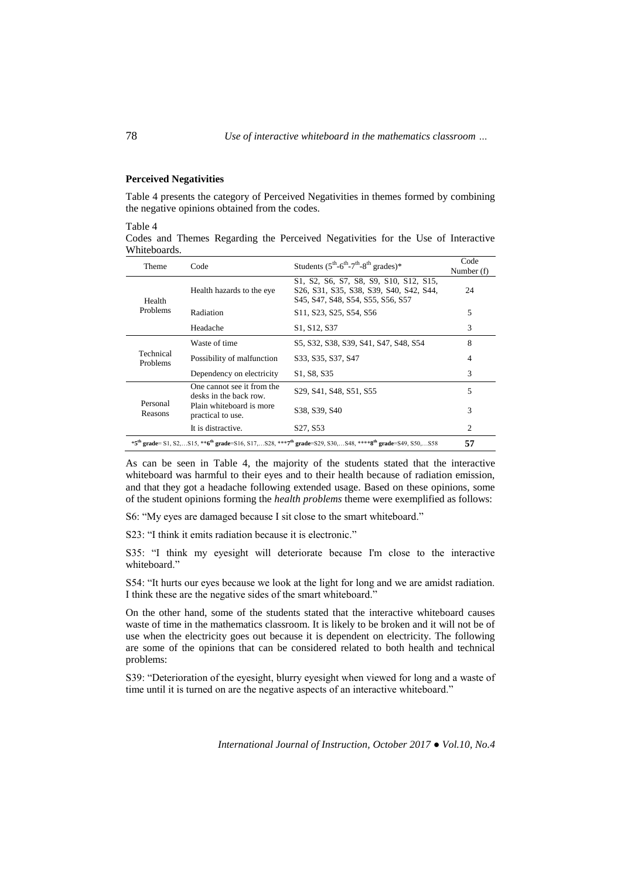### Perceived Negativities

Table 4 presents the category of Perceived Negativities in themes formed by combining the negative opinions obtained from the codes.

Table 4
Codes and Themes Regarding the Perceived Negativities for the Use of Interactive Whiteboards.

| Theme | Code | Students ($5^{th}$-$6^{th}$-$7^{th}$-$8^{th}$ grades)* | Code Number (f) |
|---|---|---|---|
| Health Problems | Health hazards to the eye | S1, S2, S6, S7, S8, S9, S10, S12, S15, S26, S31, S35, S38, S39, S40, S42, S44, S45, S47, S48, S54, S55, S56, S57 | 24 |
| | Radiation | S11, S23, S25, S54, S56 | 5 |
| | Headache | S1, S12, S37 | 3 |
| Technical Problems | Waste of time | S5, S32, S38, S39, S41, S47, S48, S54 | 8 |
| | Possibility of malfunction | S33, S35, S37, S47 | 4 |
| | Dependency on electricity | S1, S8, S35 | 3 |
| Personal Reasons | One cannot see it from the desks in the back row. | S29, S41, S48, S51, S55 | 5 |
| | Plain whiteboard is more practical to use. | S38, S39, S40 | 3 |
| | It is distractive. | S27, S53 | 2 |
| *$5^{th}$ **grade**= S1, S2,…S15, **$6^{th}$ **grade**=S16, S17,…S28, ***$7^{th}$ **grade**=S29, S30,…S48, ****$8^{th}$ **grade**=S49, S50,…S58 | | | **57** |

As can be seen in Table 4, the majority of the students stated that the interactive whiteboard was harmful to their eyes and to their health because of radiation emission, and that they got a headache following extended usage. Based on these opinions, some of the student opinions forming the *health problems* theme were exemplified as follows:

S6: "My eyes are damaged because I sit close to the smart whiteboard."

S23: "I think it emits radiation because it is electronic."

S35: "I think my eyesight will deteriorate because I'm close to the interactive whiteboard."

S54: "It hurts our eyes because we look at the light for long and we are amidst radiation. I think these are the negative sides of the smart whiteboard."

On the other hand, some of the students stated that the interactive whiteboard causes waste of time in the mathematics classroom. It is likely to be broken and it will not be of use when the electricity goes out because it is dependent on electricity. The following are some of the opinions that can be considered related to both health and technical problems:

S39: "Deterioration of the eyesight, blurry eyesight when viewed for long and a waste of time until it is turned on are the negative aspects of an interactive whiteboard."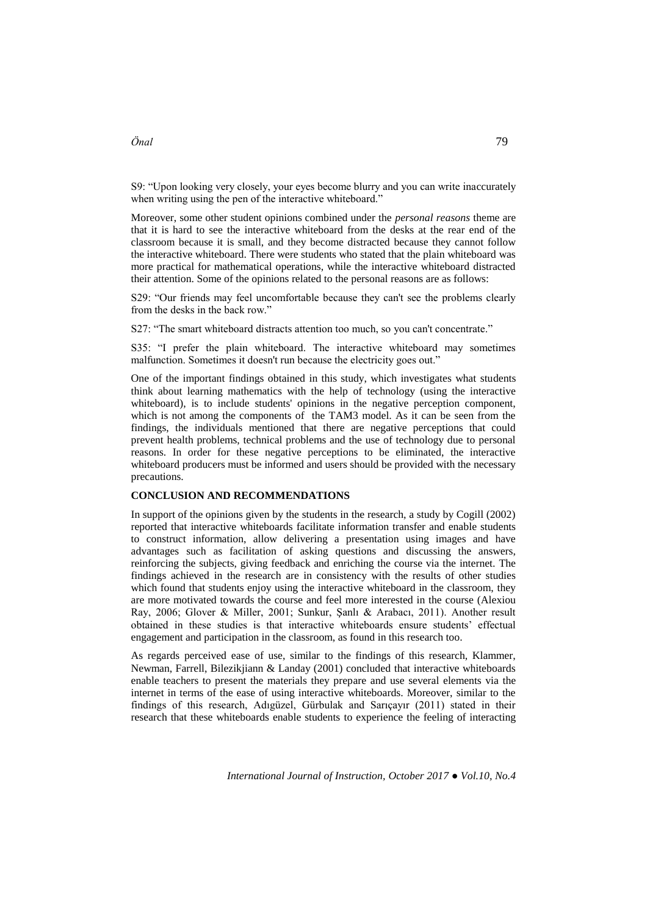S9: “Upon looking very closely, your eyes become blurry and you can write inaccurately when writing using the pen of the interactive whiteboard.”

Moreover, some other student opinions combined under the *personal reasons* theme are that it is hard to see the interactive whiteboard from the desks at the rear end of the classroom because it is small, and they become distracted because they cannot follow the interactive whiteboard. There were students who stated that the plain whiteboard was more practical for mathematical operations, while the interactive whiteboard distracted their attention. Some of the opinions related to the personal reasons are as follows:

S29: “Our friends may feel uncomfortable because they can't see the problems clearly from the desks in the back row.”

S27: “The smart whiteboard distracts attention too much, so you can't concentrate.”

S35: “I prefer the plain whiteboard. The interactive whiteboard may sometimes malfunction. Sometimes it doesn't run because the electricity goes out.”

One of the important findings obtained in this study, which investigates what students think about learning mathematics with the help of technology (using the interactive whiteboard), is to include students' opinions in the negative perception component, which is not among the components of the TAM3 model. As it can be seen from the findings, the individuals mentioned that there are negative perceptions that could prevent health problems, technical problems and the use of technology due to personal reasons. In order for these negative perceptions to be eliminated, the interactive whiteboard producers must be informed and users should be provided with the necessary precautions.

## CONCLUSION AND RECOMMENDATIONS

In support of the opinions given by the students in the research, a study by Cogill (2002) reported that interactive whiteboards facilitate information transfer and enable students to construct information, allow delivering a presentation using images and have advantages such as facilitation of asking questions and discussing the answers, reinforcing the subjects, giving feedback and enriching the course via the internet. The findings achieved in the research are in consistency with the results of other studies which found that students enjoy using the interactive whiteboard in the classroom, they are more motivated towards the course and feel more interested in the course (Alexiou Ray, 2006; Glover & Miller, 2001; Sunkur, Şanlı & Arabacı, 2011). Another result obtained in these studies is that interactive whiteboards ensure students' effectual engagement and participation in the classroom, as found in this research too.

As regards perceived ease of use, similar to the findings of this research, Klammer, Newman, Farrell, Bilezikjiann & Landay (2001) concluded that interactive whiteboards enable teachers to present the materials they prepare and use several elements via the internet in terms of the ease of using interactive whiteboards. Moreover, similar to the findings of this research, Adıgüzel, Gürbulak and Sarıçayır (2011) stated in their research that these whiteboards enable students to experience the feeling of interacting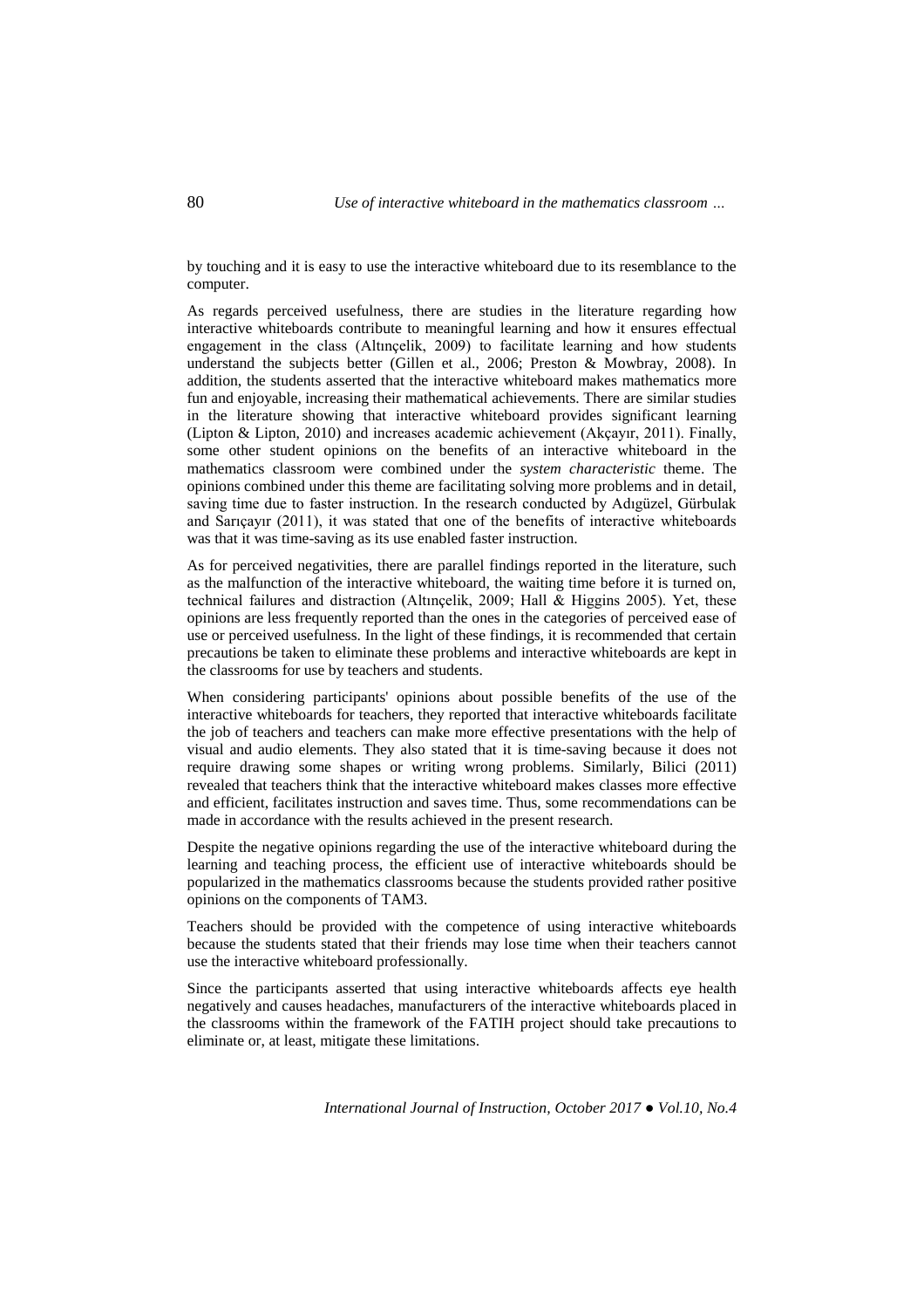by touching and it is easy to use the interactive whiteboard due to its resemblance to the computer.

As regards perceived usefulness, there are studies in the literature regarding how interactive whiteboards contribute to meaningful learning and how it ensures effectual engagement in the class (Altınçelik, 2009) to facilitate learning and how students understand the subjects better (Gillen et al., 2006; Preston & Mowbray, 2008). In addition, the students asserted that the interactive whiteboard makes mathematics more fun and enjoyable, increasing their mathematical achievements. There are similar studies in the literature showing that interactive whiteboard provides significant learning (Lipton & Lipton, 2010) and increases academic achievement (Akçayır, 2011). Finally, some other student opinions on the benefits of an interactive whiteboard in the mathematics classroom were combined under the *system characteristic* theme. The opinions combined under this theme are facilitating solving more problems and in detail, saving time due to faster instruction. In the research conducted by Adıgüzel, Gürbulak and Sarıçayır (2011), it was stated that one of the benefits of interactive whiteboards was that it was time-saving as its use enabled faster instruction.

As for perceived negativities, there are parallel findings reported in the literature, such as the malfunction of the interactive whiteboard, the waiting time before it is turned on, technical failures and distraction (Altınçelik, 2009; Hall & Higgins 2005). Yet, these opinions are less frequently reported than the ones in the categories of perceived ease of use or perceived usefulness. In the light of these findings, it is recommended that certain precautions be taken to eliminate these problems and interactive whiteboards are kept in the classrooms for use by teachers and students.

When considering participants' opinions about possible benefits of the use of the interactive whiteboards for teachers, they reported that interactive whiteboards facilitate the job of teachers and teachers can make more effective presentations with the help of visual and audio elements. They also stated that it is time-saving because it does not require drawing some shapes or writing wrong problems. Similarly, Bilici (2011) revealed that teachers think that the interactive whiteboard makes classes more effective and efficient, facilitates instruction and saves time. Thus, some recommendations can be made in accordance with the results achieved in the present research.

Despite the negative opinions regarding the use of the interactive whiteboard during the learning and teaching process, the efficient use of interactive whiteboards should be popularized in the mathematics classrooms because the students provided rather positive opinions on the components of TAM3.

Teachers should be provided with the competence of using interactive whiteboards because the students stated that their friends may lose time when their teachers cannot use the interactive whiteboard professionally.

Since the participants asserted that using interactive whiteboards affects eye health negatively and causes headaches, manufacturers of the interactive whiteboards placed in the classrooms within the framework of the FATIH project should take precautions to eliminate or, at least, mitigate these limitations.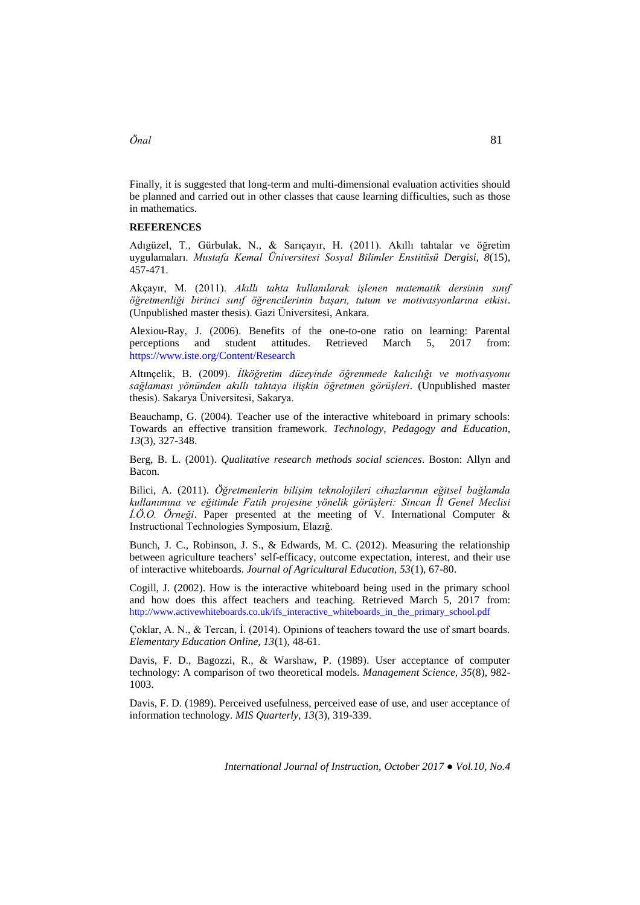Finally, it is suggested that long-term and multi-dimensional evaluation activities should be planned and carried out in other classes that cause learning difficulties, such as those in mathematics.

**REFERENCES**

Adıgüzel, T., Gürbulak, N., & Sarıçayır, H. (2011). Akıllı tahtalar ve öğretim uygulamaları. *Mustafa Kemal Üniversitesi Sosyal Bilimler Enstitüsü Dergisi, 8*(15), 457-471.

Akçayır, M. (2011). *Akıllı tahta kullanılarak işlenen matematik dersinin sınıf öğretmenliği birinci sınıf öğrencilerinin başarı, tutum ve motivasyonlarına etkisi*. (Unpublished master thesis). Gazi Üniversitesi, Ankara.

Alexiou-Ray, J. (2006). Benefits of the one-to-one ratio on learning: Parental perceptions and student attitudes. Retrieved March 5, 2017 from: https://www.iste.org/Content/Research

Altınçelik, B. (2009). *İlköğretim düzeyinde öğrenmede kalıcılığı ve motivasyonu sağlaması yönünden akıllı tahtaya ilişkin öğretmen görüşleri*. (Unpublished master thesis). Sakarya Üniversitesi, Sakarya.

Beauchamp, G. (2004). Teacher use of the interactive whiteboard in primary schools: Towards an effective transition framework. *Technology, Pedagogy and Education, 13*(3), 327-348.

Berg, B. L. (2001). *Qualitative research methods social sciences*. Boston: Allyn and Bacon.

Bilici, A. (2011). *Öğretmenlerin bilişim teknolojileri cihazlarının eğitsel bağlamda kullanımına ve eğitimde Fatih projesine yönelik görüşleri: Sincan İl Genel Meclisi İ.Ö.O. Örneği*. Paper presented at the meeting of V. International Computer & Instructional Technologies Symposium, Elazığ.

Bunch, J. C., Robinson, J. S., & Edwards, M. C. (2012). Measuring the relationship between agriculture teachers' self-efficacy, outcome expectation, interest, and their use of interactive whiteboards. *Journal of Agricultural Education, 53*(1), 67-80.

Cogill, J. (2002). How is the interactive whiteboard being used in the primary school and how does this affect teachers and teaching. Retrieved March 5, 2017 from: http://www.activewhiteboards.co.uk/ifs_interactive_whiteboards_in_the_primary_school.pdf

Çoklar, A. N., & Tercan, İ. (2014). Opinions of teachers toward the use of smart boards. *Elementary Education Online, 13*(1), 48-61.

Davis, F. D., Bagozzi, R., & Warshaw, P. (1989). User acceptance of computer technology: A comparison of two theoretical models. *Management Science, 35*(8), 982-1003.

Davis, F. D. (1989). Perceived usefulness, perceived ease of use, and user acceptance of information technology. *MIS Quarterly, 13*(3), 319-339.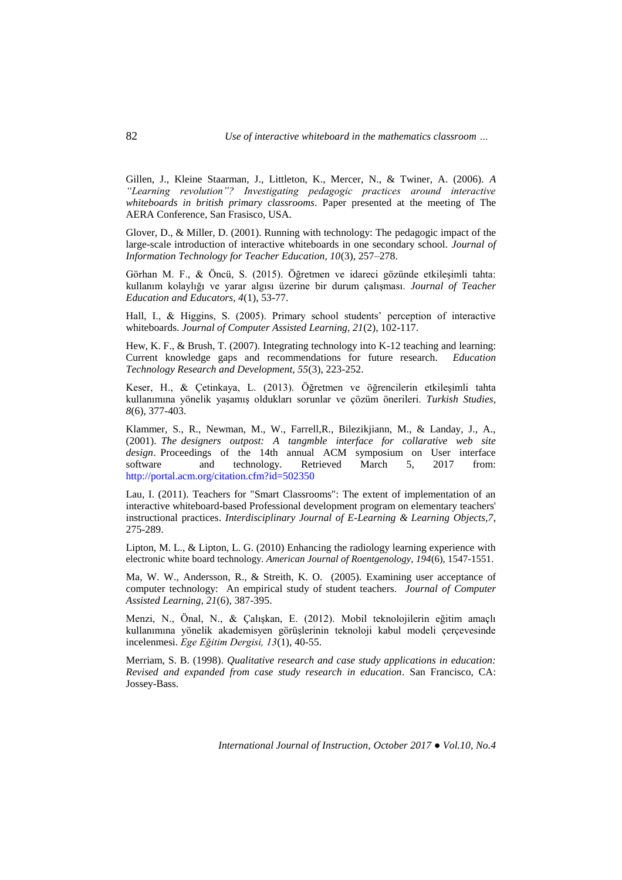Gillen, J., Kleine Staarman, J., Littleton, K., Mercer, N., & Twiner, A. (2006). *A "Learning revolution"? Investigating pedagogic practices around interactive whiteboards in british primary classrooms*. Paper presented at the meeting of The AERA Conference, San Frasisco, USA.

Glover, D., & Miller, D. (2001). Running with technology: The pedagogic impact of the large-scale introduction of interactive whiteboards in one secondary school. *Journal of Information Technology for Teacher Education, 10*(3), 257–278.

Görhan M. F., & Öncü, S. (2015). Öğretmen ve idareci gözünde etkileşimli tahta: kullanım kolaylığı ve yarar algısı üzerine bir durum çalışması. *Journal of Teacher Education and Educators, 4*(1), 53-77.

Hall, I., & Higgins, S. (2005). Primary school students' perception of interactive whiteboards. *Journal of Computer Assisted Learning, 21*(2), 102-117.

Hew, K. F., & Brush, T. (2007). Integrating technology into K-12 teaching and learning: Current knowledge gaps and recommendations for future research. *Education Technology Research and Development, 55*(3), 223-252.

Keser, H., & Çetinkaya, L. (2013). Öğretmen ve öğrencilerin etkileşimli tahta kullanımına yönelik yaşamış oldukları sorunlar ve çözüm önerileri. *Turkish Studies, 8*(6), 377-403.

Klammer, S., R., Newman, M., W., Farrell,R., Bilezikjiann, M., & Landay, J., A., (2001). *The designers outpost: A tangmble interface for collarative web site design*. Proceedings of the 14th annual ACM symposium on User interface software and technology. Retrieved March 5, 2017 from: http://portal.acm.org/citation.cfm?id=502350

Lau, I. (2011). Teachers for "Smart Classrooms": The extent of implementation of an interactive whiteboard-based Professional development program on elementary teachers' instructional practices. *Interdisciplinary Journal of E-Learning & Learning Objects,7*, 275-289.

Lipton, M. L., & Lipton, L. G. (2010) Enhancing the radiology learning experience with electronic white board technology. *American Journal of Roentgenology, 194*(6), 1547-1551.

Ma, W. W., Andersson, R., & Streith, K. O. (2005). Examining user acceptance of computer technology: An empirical study of student teachers. *Journal of Computer Assisted Learning, 21*(6), 387-395.

Menzi, N., Önal, N., & Çalışkan, E. (2012). Mobil teknolojilerin eğitim amaçlı kullanımına yönelik akademisyen görüşlerinin teknoloji kabul modeli çerçevesinde incelenmesi. *Ege Eğitim Dergisi, 13*(1), 40-55.

Merriam, S. B. (1998). *Qualitative research and case study applications in education: Revised and expanded from case study research in education*. San Francisco, CA: Jossey-Bass.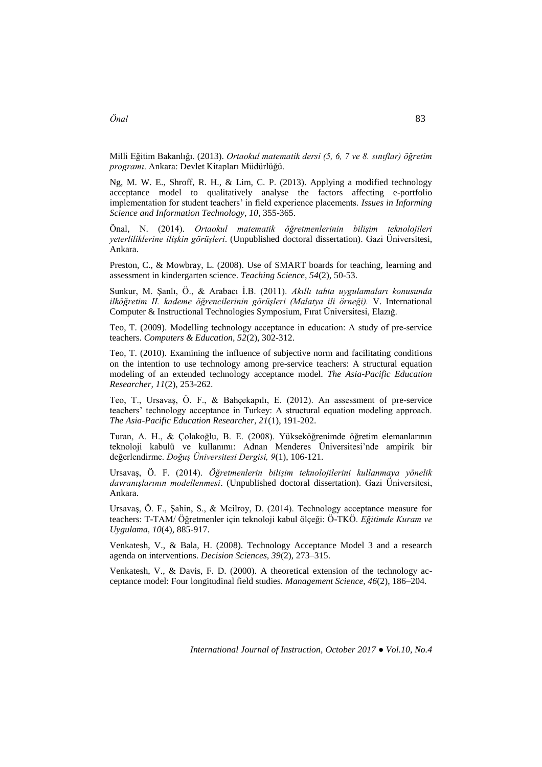Milli Eğitim Bakanlığı. (2013). *Ortaokul matematik dersi (5, 6, 7 ve 8. sınıflar) öğretim programı*. Ankara: Devlet Kitapları Müdürlüğü.

Ng, M. W. E., Shroff, R. H., & Lim, C. P. (2013). Applying a modified technology acceptance model to qualitatively analyse the factors affecting e-portfolio implementation for student teachers' in field experience placements. *Issues in Informing Science and Information Technology, 10*, 355-365.

Önal, N. (2014). *Ortaokul matematik öğretmenlerinin bilişim teknolojileri yeterliliklerine ilişkin görüşleri*. (Unpublished doctoral dissertation). Gazi Üniversitesi, Ankara.

Preston, C., & Mowbray, L. (2008). Use of SMART boards for teaching, learning and assessment in kindergarten science. *Teaching Science, 54*(2), 50-53.

Sunkur, M. Şanlı, Ö., & Arabacı İ.B. (2011). *Akıllı tahta uygulamaları konusunda ilköğretim II. kademe öğrencilerinin görüşleri (Malatya ili örneği).* V. International Computer & Instructional Technologies Symposium, Fırat Üniversitesi, Elazığ.

Teo, T. (2009). Modelling technology acceptance in education: A study of pre-service teachers. *Computers & Education, 52*(2), 302-312.

Teo, T. (2010). Examining the influence of subjective norm and facilitating conditions on the intention to use technology among pre-service teachers: A structural equation modeling of an extended technology acceptance model. *The Asia-Pacific Education Researcher, 11*(2), 253-262.

Teo, T., Ursavaş, Ö. F., & Bahçekapılı, E. (2012). An assessment of pre-service teachers' technology acceptance in Turkey: A structural equation modeling approach. *The Asia-Pacific Education Researcher, 21*(1), 191-202.

Turan, A. H., & Çolakoğlu, B. E. (2008). Yükseköğrenimde öğretim elemanlarının teknoloji kabulü ve kullanımı: Adnan Menderes Üniversitesi'nde ampirik bir değerlendirme. *Doğuş Üniversitesi Dergisi, 9*(1), 106-121.

Ursavaş, Ö. F. (2014). *Öğretmenlerin bilişim teknolojilerini kullanmaya yönelik davranışlarının modellenmesi*. (Unpublished doctoral dissertation). Gazi Üniversitesi, Ankara.

Ursavaş, Ö. F., Şahin, S., & Mcilroy, D. (2014). Technology acceptance measure for teachers: T-TAM/ Öğretmenler için teknoloji kabul ölçeği: Ö-TKÖ. *Eğitimde Kuram ve Uygulama, 10*(4), 885-917.

Venkatesh, V., & Bala, H. (2008). Technology Acceptance Model 3 and a research agenda on interventions. *Decision Sciences, 39*(2), 273–315.

Venkatesh, V., & Davis, F. D. (2000). A theoretical extension of the technology acceptance model: Four longitudinal field studies. *Management Science, 46*(2), 186–204.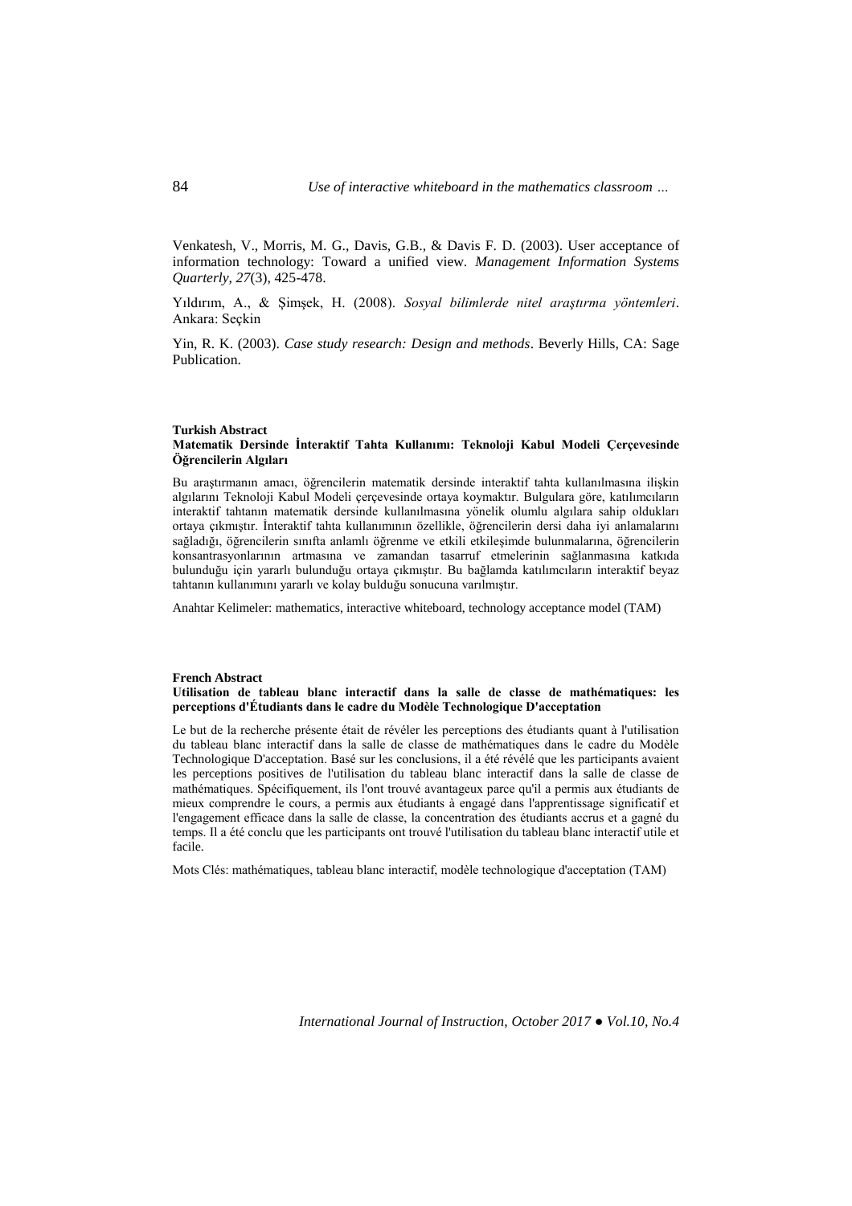Venkatesh, V., Morris, M. G., Davis, G.B., & Davis F. D. (2003). User acceptance of information technology: Toward a unified view. *Management Information Systems Quarterly, 27*(3), 425-478.

Yıldırım, A., & Şimşek, H. (2008). *Sosyal bilimlerde nitel araştırma yöntemleri*. Ankara: Seçkin

Yin, R. K. (2003). *Case study research: Design and methods*. Beverly Hills, CA: Sage Publication.

**Turkish Abstract**

**Matematik Dersinde İnteraktif Tahta Kullanımı: Teknoloji Kabul Modeli Çerçevesinde Öğrencilerin Algıları**

Bu araştırmanın amacı, öğrencilerin matematik dersinde interaktif tahta kullanılmasına ilişkin algılarını Teknoloji Kabul Modeli çerçevesinde ortaya koymaktır. Bulgulara göre, katılımcıların interaktif tahtanın matematik dersinde kullanılmasına yönelik olumlu algılara sahip oldukları ortaya çıkmıştır. İnteraktif tahta kullanımının özellikle, öğrencilerin dersi daha iyi anlamalarını sağladığı, öğrencilerin sınıfta anlamlı öğrenme ve etkili etkileşimde bulunmalarına, öğrencilerin konsantrasyonlarının artmasına ve zamandan tasarruf etmelerinin sağlanmasına katkıda bulunduğu için yararlı bulunduğu ortaya çıkmıştır. Bu bağlamda katılımcıların interaktif beyaz tahtanın kullanımını yararlı ve kolay bulduğu sonucuna varılmıştır.

Anahtar Kelimeler: mathematics, interactive whiteboard, technology acceptance model (TAM)

**French Abstract**

**Utilisation de tableau blanc interactif dans la salle de classe de mathématiques: les perceptions d'Étudiants dans le cadre du Modèle Technologique D'acceptation**

Le but de la recherche présente était de révéler les perceptions des étudiants quant à l'utilisation du tableau blanc interactif dans la salle de classe de mathématiques dans le cadre du Modèle Technologique D'acceptation. Basé sur les conclusions, il a été révélé que les participants avaient les perceptions positives de l'utilisation du tableau blanc interactif dans la salle de classe de mathématiques. Spécifiquement, ils l'ont trouvé avantageux parce qu'il a permis aux étudiants de mieux comprendre le cours, a permis aux étudiants à engagé dans l'apprentissage significatif et l'engagement efficace dans la salle de classe, la concentration des étudiants accrus et a gagné du temps. Il a été conclu que les participants ont trouvé l'utilisation du tableau blanc interactif utile et facile.

Mots Clés: mathématiques, tableau blanc interactif, modèle technologique d'acceptation (TAM)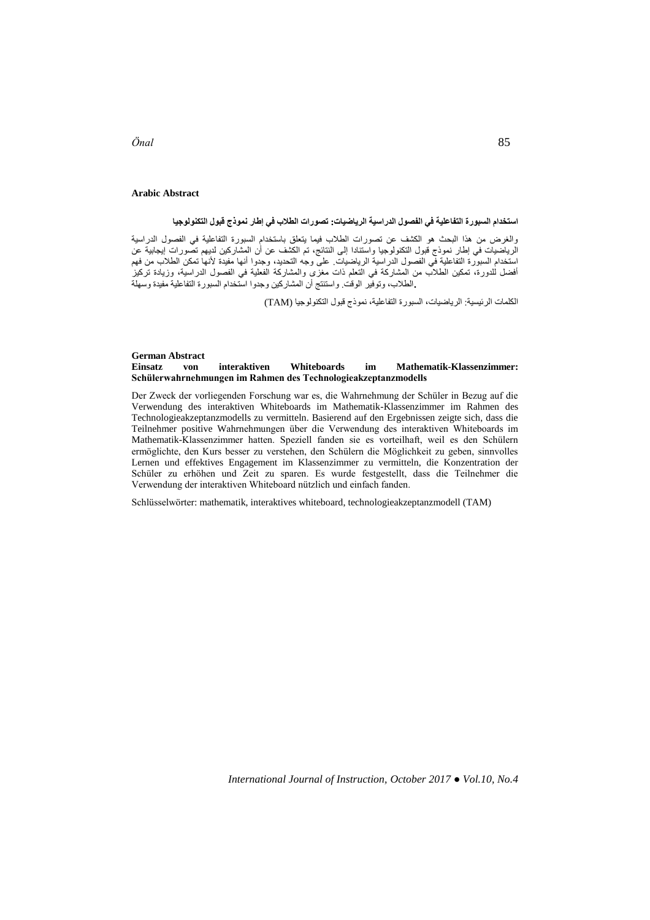**Arabic Abstract**

**استخدام السبورة التفاعلية في الفصول الدراسية الرياضيات: تصورات الطلاب في إطار نموذج قبول التكنولوجيا**

والغرض من هذا البحث هو الكشف عن تصورات الطلاب فيما يتعلق باستخدام السبورة التفاعلية في الفصول الدراسية الرياضيات في إطار نموذج قبول التكنولوجيا واستنادا إلى النتائج، تم الكشف عن أن المشاركين لديهم تصورات إيجابية عن استخدام السبورة التفاعلية في الفصول الدراسية الرياضيات. على وجه التحديد، وجدوا أنها مفيدة لأنها تمكن الطلاب من فهم أفضل للدورة، تمكين الطلاب من المشاركة في التعلم ذات مغزى والمشاركة الفعلية في الفصول الدراسية، وزيادة تركيز الطلاب، وتوفير الوقت. واستنتج أن المشاركين وجدوا استخدام السبورة التفاعلية مفيدة وسهلة.

الكلمات الرئيسية: الرياضيات، السبورة التفاعلية، نموذج قبول التكنولوجيا (TAM)

**German Abstract**

**Einsatz von interaktiven Whiteboards im Mathematik-Klassenzimmer: Schülerwahrnehmungen im Rahmen des Technologieakzeptanzmodells**

Der Zweck der vorliegenden Forschung war es, die Wahrnehmung der Schüler in Bezug auf die Verwendung des interaktiven Whiteboards im Mathematik-Klassenzimmer im Rahmen des Technologieakzeptanzmodells zu vermitteln. Basierend auf den Ergebnissen zeigte sich, dass die Teilnehmer positive Wahrnehmungen über die Verwendung des interaktiven Whiteboards im Mathematik-Klassenzimmer hatten. Speziell fanden sie es vorteilhaft, weil es den Schülern ermöglichte, den Kurs besser zu verstehen, den Schülern die Möglichkeit zu geben, sinnvolles Lernen und effektives Engagement im Klassenzimmer zu vermitteln, die Konzentration der Schüler zu erhöhen und Zeit zu sparen. Es wurde festgestellt, dass die Teilnehmer die Verwendung der interaktiven Whiteboard nützlich und einfach fanden.

Schlüsselwörter: mathematik, interaktives whiteboard, technologieakzeptanzmodell (TAM)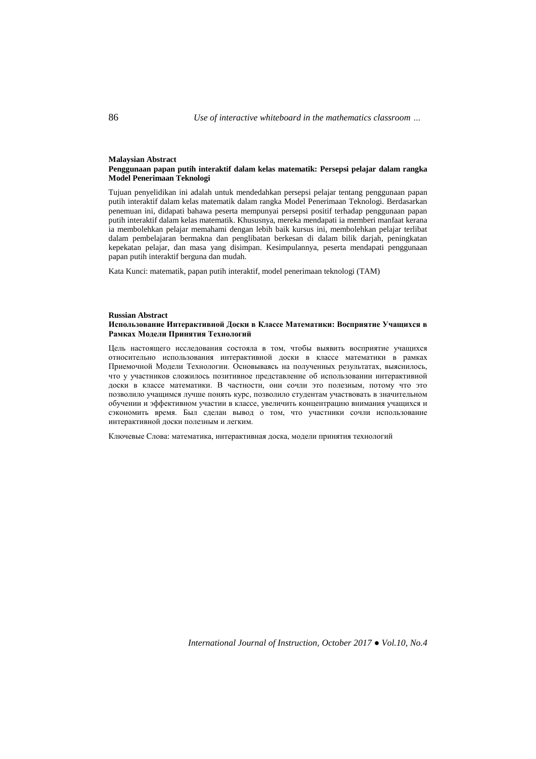**Malaysian Abstract**

**Penggunaan papan putih interaktif dalam kelas matematik: Persepsi pelajar dalam rangka Model Penerimaan Teknologi**

Tujuan penyelidikan ini adalah untuk mendedahkan persepsi pelajar tentang penggunaan papan putih interaktif dalam kelas matematik dalam rangka Model Penerimaan Teknologi. Berdasarkan penemuan ini, didapati bahawa peserta mempunyai persepsi positif terhadap penggunaan papan putih interaktif dalam kelas matematik. Khususnya, mereka mendapati ia memberi manfaat kerana ia membolehkan pelajar memahami dengan lebih baik kursus ini, membolehkan pelajar terlibat dalam pembelajaran bermakna dan penglibatan berkesan di dalam bilik darjah, peningkatan kepekatan pelajar, dan masa yang disimpan. Kesimpulannya, peserta mendapati penggunaan papan putih interaktif berguna dan mudah.

Kata Kunci: matematik, papan putih interaktif, model penerimaan teknologi (TAM)

**Russian Abstract**

**Использование Интерактивной Доски в Классе Математики: Восприятие Учащихся в Рамках Модели Принятия Технологий**

Цель настоящего исследования состояла в том, чтобы выявить восприятие учащихся относительно использования интерактивной доски в классе математики в рамках Приемочной Модели Технологии. Основываясь на полученных результатах, выяснилось, что у участников сложилось позитивное представление об использовании интерактивной доски в классе математики. В частности, они сочли это полезным, потому что это позволило учащимся лучше понять курс, позволило студентам участвовать в значительном обучении и эффективном участии в классе, увеличить концентрацию внимания учащихся и сэкономить время. Был сделан вывод о том, что участники сочли использование интерактивной доски полезным и легким.

Ключевые Слова: математика, интерактивная доска, модели принятия технологий